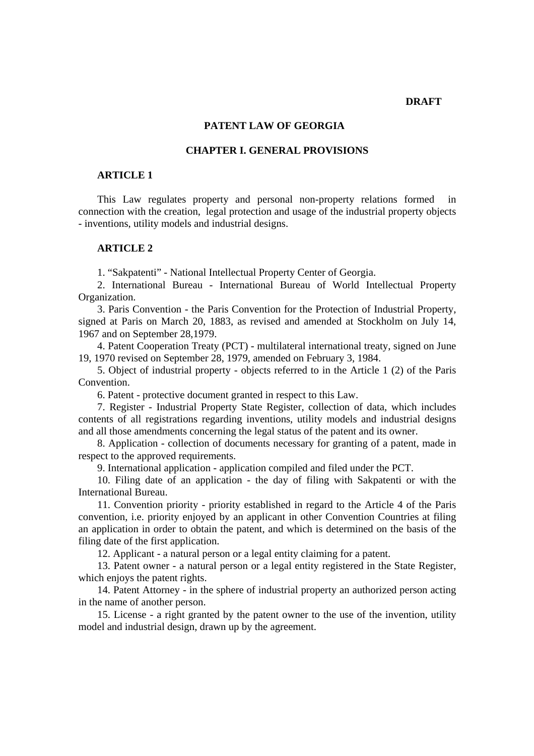**DRAFT**

# PATENT LAW OF GEORGIA

## CHAPTER I. GENERAL PROVISIONS

### ARTICLE 1

This Law regulates property and personal non-property relations formed in connection with the creation, legal protection and usage of the industrial property objects - inventions, utility models and industrial designs.

### ARTICLE 2

1. "Sakpatenti" - National Intellectual Property Center of Georgia.
2. International Bureau - International Bureau of World Intellectual Property Organization.
3. Paris Convention - the Paris Convention for the Protection of Industrial Property, signed at Paris on March 20, 1883, as revised and amended at Stockholm on July 14, 1967 and on September 28,1979.
4. Patent Cooperation Treaty (PCT) - multilateral international treaty, signed on June 19, 1970 revised on September 28, 1979, amended on February 3, 1984.
5. Object of industrial property - objects referred to in the Article 1 (2) of the Paris Convention.
6. Patent - protective document granted in respect to this Law.
7. Register - Industrial Property State Register, collection of data, which includes contents of all registrations regarding inventions, utility models and industrial designs and all those amendments concerning the legal status of the patent and its owner.
8. Application - collection of documents necessary for granting of a patent, made in respect to the approved requirements.
9. International application - application compiled and filed under the PCT.
10. Filing date of an application - the day of filing with Sakpatenti or with the International Bureau.
11. Convention priority - priority established in regard to the Article 4 of the Paris convention, i.e. priority enjoyed by an applicant in other Convention Countries at filing an application in order to obtain the patent, and which is determined on the basis of the filing date of the first application.
12. Applicant - a natural person or a legal entity claiming for a patent.
13. Patent owner - a natural person or a legal entity registered in the State Register, which enjoys the patent rights.
14. Patent Attorney - in the sphere of industrial property an authorized person acting in the name of another person.
15. License - a right granted by the patent owner to the use of the invention, utility model and industrial design, drawn up by the agreement.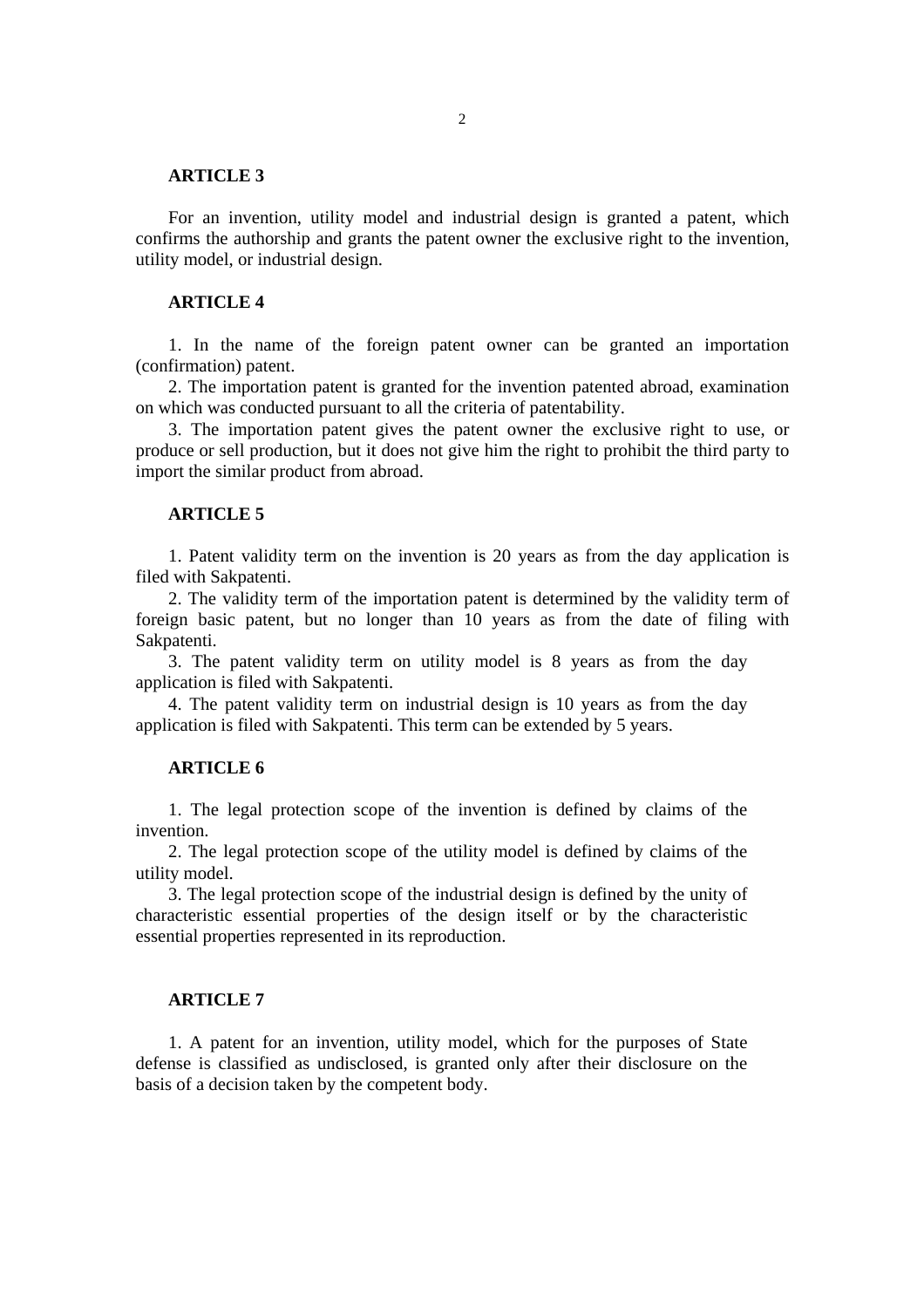**ARTICLE 3**

For an invention, utility model and industrial design is granted a patent, which confirms the authorship and grants the patent owner the exclusive right to the invention, utility model, or industrial design.

**ARTICLE 4**

1. In the name of the foreign patent owner can be granted an importation (confirmation) patent.
2. The importation patent is granted for the invention patented abroad, examination on which was conducted pursuant to all the criteria of patentability.
3. The importation patent gives the patent owner the exclusive right to use, or produce or sell production, but it does not give him the right to prohibit the third party to import the similar product from abroad.

**ARTICLE 5**

1. Patent validity term on the invention is 20 years as from the day application is filed with Sakpatenti.
2. The validity term of the importation patent is determined by the validity term of foreign basic patent, but no longer than 10 years as from the date of filing with Sakpatenti.
3. The patent validity term on utility model is 8 years as from the day application is filed with Sakpatenti.
4. The patent validity term on industrial design is 10 years as from the day application is filed with Sakpatenti. This term can be extended by 5 years.

**ARTICLE 6**

1. The legal protection scope of the invention is defined by claims of the invention.
2. The legal protection scope of the utility model is defined by claims of the utility model.
3. The legal protection scope of the industrial design is defined by the unity of characteristic essential properties of the design itself or by the characteristic essential properties represented in its reproduction.

**ARTICLE 7**

1. A patent for an invention, utility model, which for the purposes of State defense is classified as undisclosed, is granted only after their disclosure on the basis of a decision taken by the competent body.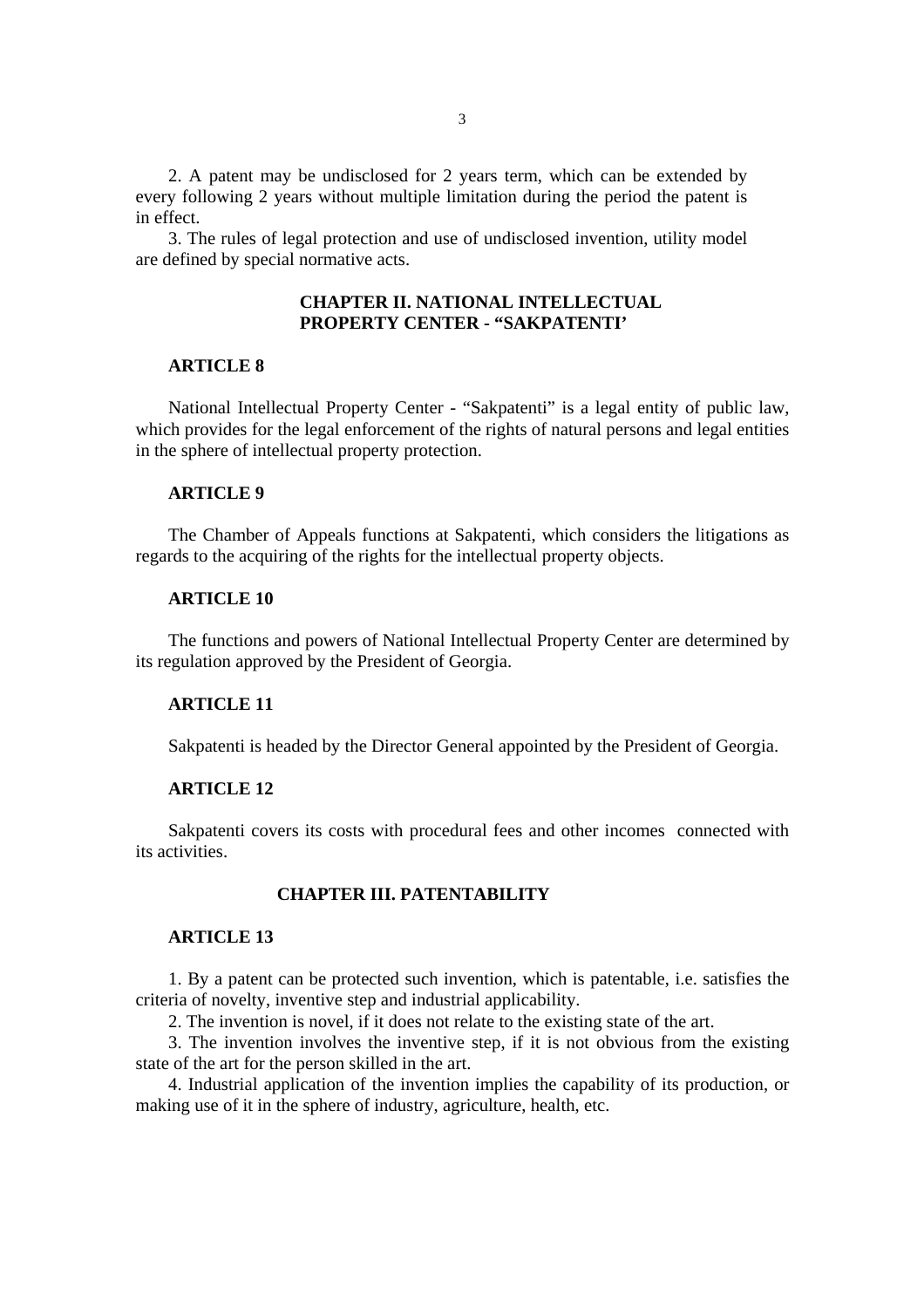2. A patent may be undisclosed for 2 years term, which can be extended by every following 2 years without multiple limitation during the period the patent is in effect.

3. The rules of legal protection and use of undisclosed invention, utility model are defined by special normative acts.

## CHAPTER II. NATIONAL INTELLECTUAL PROPERTY CENTER - "SAKPATENTI'

### ARTICLE 8

National Intellectual Property Center - "Sakpatenti" is a legal entity of public law, which provides for the legal enforcement of the rights of natural persons and legal entities in the sphere of intellectual property protection.

### ARTICLE 9

The Chamber of Appeals functions at Sakpatenti, which considers the litigations as regards to the acquiring of the rights for the intellectual property objects.

### ARTICLE 10

The functions and powers of National Intellectual Property Center are determined by its regulation approved by the President of Georgia.

### ARTICLE 11

Sakpatenti is headed by the Director General appointed by the President of Georgia.

### ARTICLE 12

Sakpatenti covers its costs with procedural fees and other incomes connected with its activities.

## CHAPTER III. PATENTABILITY

### ARTICLE 13

1. By a patent can be protected such invention, which is patentable, i.e. satisfies the criteria of novelty, inventive step and industrial applicability.

2. The invention is novel, if it does not relate to the existing state of the art.

3. The invention involves the inventive step, if it is not obvious from the existing state of the art for the person skilled in the art.

4. Industrial application of the invention implies the capability of its production, or making use of it in the sphere of industry, agriculture, health, etc.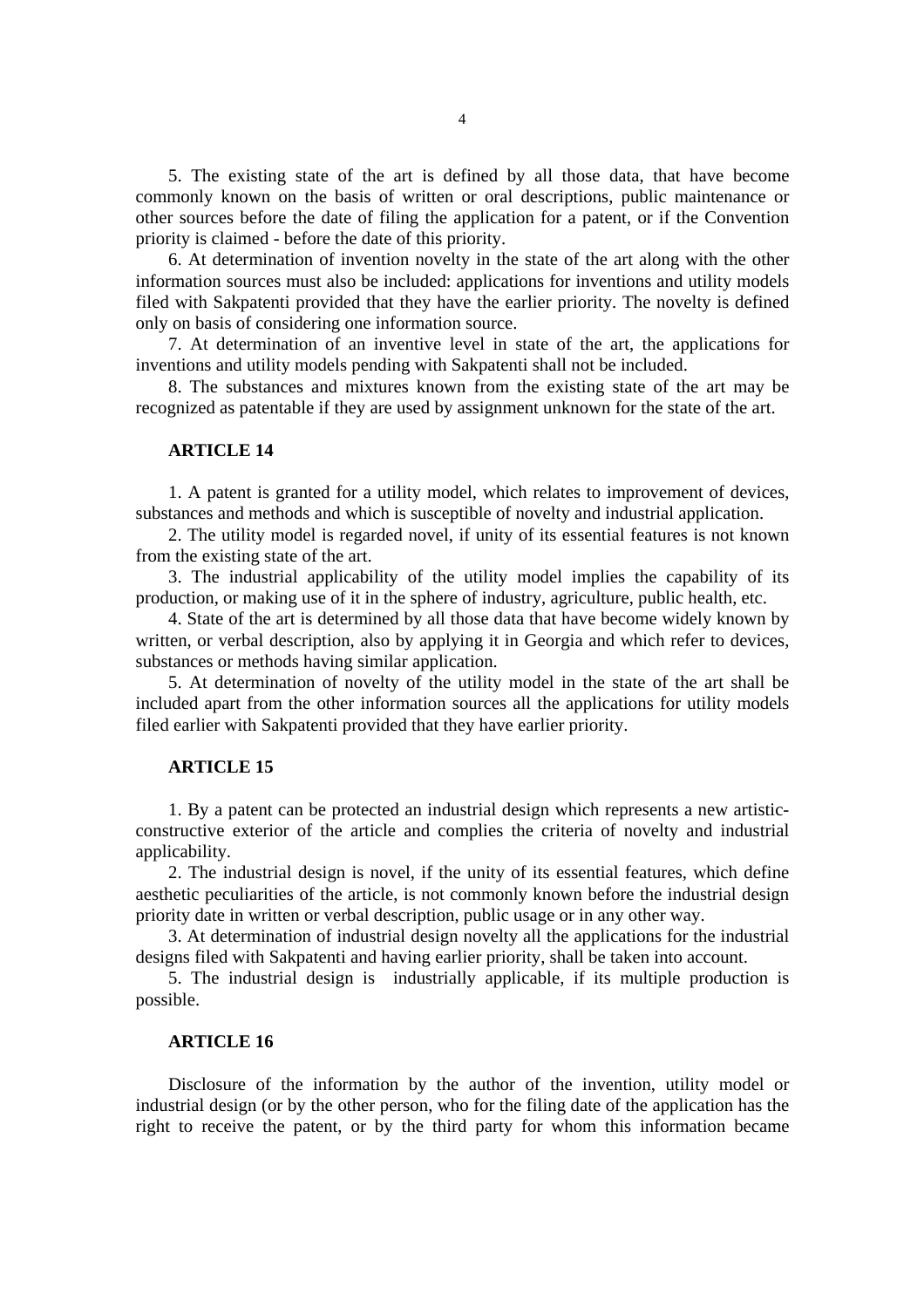5. The existing state of the art is defined by all those data, that have become commonly known on the basis of written or oral descriptions, public maintenance or other sources before the date of filing the application for a patent, or if the Convention priority is claimed - before the date of this priority.

6. At determination of invention novelty in the state of the art along with the other information sources must also be included: applications for inventions and utility models filed with Sakpatenti provided that they have the earlier priority. The novelty is defined only on basis of considering one information source.

7. At determination of an inventive level in state of the art, the applications for inventions and utility models pending with Sakpatenti shall not be included.

8. The substances and mixtures known from the existing state of the art may be recognized as patentable if they are used by assignment unknown for the state of the art.

### ARTICLE 14

1. A patent is granted for a utility model, which relates to improvement of devices, substances and methods and which is susceptible of novelty and industrial application.

2. The utility model is regarded novel, if unity of its essential features is not known from the existing state of the art.

3. The industrial applicability of the utility model implies the capability of its production, or making use of it in the sphere of industry, agriculture, public health, etc.

4. State of the art is determined by all those data that have become widely known by written, or verbal description, also by applying it in Georgia and which refer to devices, substances or methods having similar application.

5. At determination of novelty of the utility model in the state of the art shall be included apart from the other information sources all the applications for utility models filed earlier with Sakpatenti provided that they have earlier priority.

### ARTICLE 15

1. By a patent can be protected an industrial design which represents a new artistic-constructive exterior of the article and complies the criteria of novelty and industrial applicability.

2. The industrial design is novel, if the unity of its essential features, which define aesthetic peculiarities of the article, is not commonly known before the industrial design priority date in written or verbal description, public usage or in any other way.

3. At determination of industrial design novelty all the applications for the industrial designs filed with Sakpatenti and having earlier priority, shall be taken into account.

5. The industrial design is industrially applicable, if its multiple production is possible.

### ARTICLE 16

Disclosure of the information by the author of the invention, utility model or industrial design (or by the other person, who for the filing date of the application has the right to receive the patent, or by the third party for whom this information became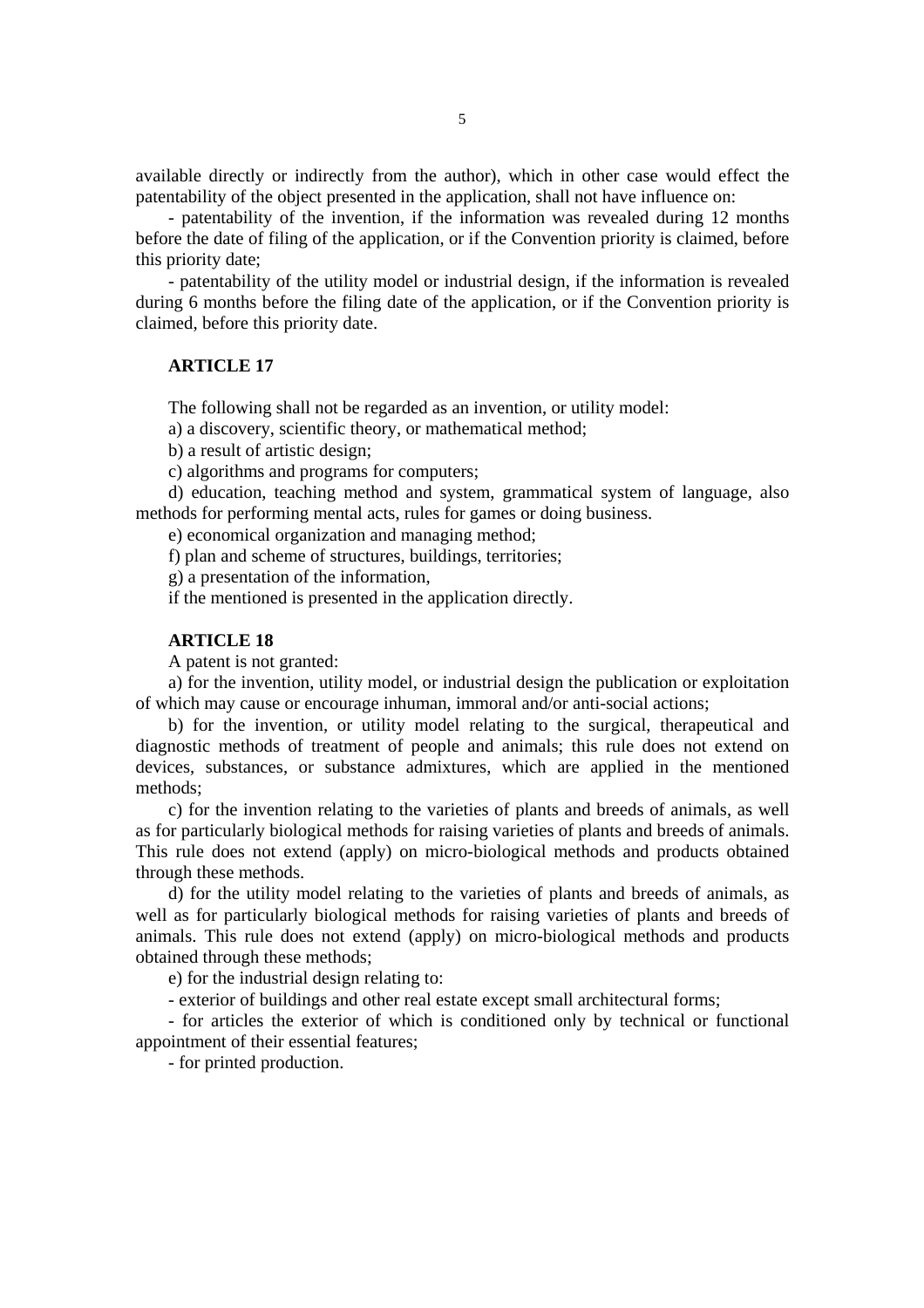available directly or indirectly from the author), which in other case would effect the patentability of the object presented in the application, shall not have influence on:

- patentability of the invention, if the information was revealed during 12 months before the date of filing of the application, or if the Convention priority is claimed, before this priority date;
- patentability of the utility model or industrial design, if the information is revealed during 6 months before the filing date of the application, or if the Convention priority is claimed, before this priority date.

**ARTICLE 17**

The following shall not be regarded as an invention, or utility model:

a) a discovery, scientific theory, or mathematical method;

b) a result of artistic design;

c) algorithms and programs for computers;

d) education, teaching method and system, grammatical system of language, also methods for performing mental acts, rules for games or doing business.

e) economical organization and managing method;

f) plan and scheme of structures, buildings, territories;

g) a presentation of the information,

if the mentioned is presented in the application directly.

**ARTICLE 18**

A patent is not granted:

a) for the invention, utility model, or industrial design the publication or exploitation of which may cause or encourage inhuman, immoral and/or anti-social actions;

b) for the invention, or utility model relating to the surgical, therapeutical and diagnostic methods of treatment of people and animals; this rule does not extend on devices, substances, or substance admixtures, which are applied in the mentioned methods;

c) for the invention relating to the varieties of plants and breeds of animals, as well as for particularly biological methods for raising varieties of plants and breeds of animals. This rule does not extend (apply) on micro-biological methods and products obtained through these methods.

d) for the utility model relating to the varieties of plants and breeds of animals, as well as for particularly biological methods for raising varieties of plants and breeds of animals. This rule does not extend (apply) on micro-biological methods and products obtained through these methods;

e) for the industrial design relating to:

- exterior of buildings and other real estate except small architectural forms;
- for articles the exterior of which is conditioned only by technical or functional appointment of their essential features;
- for printed production.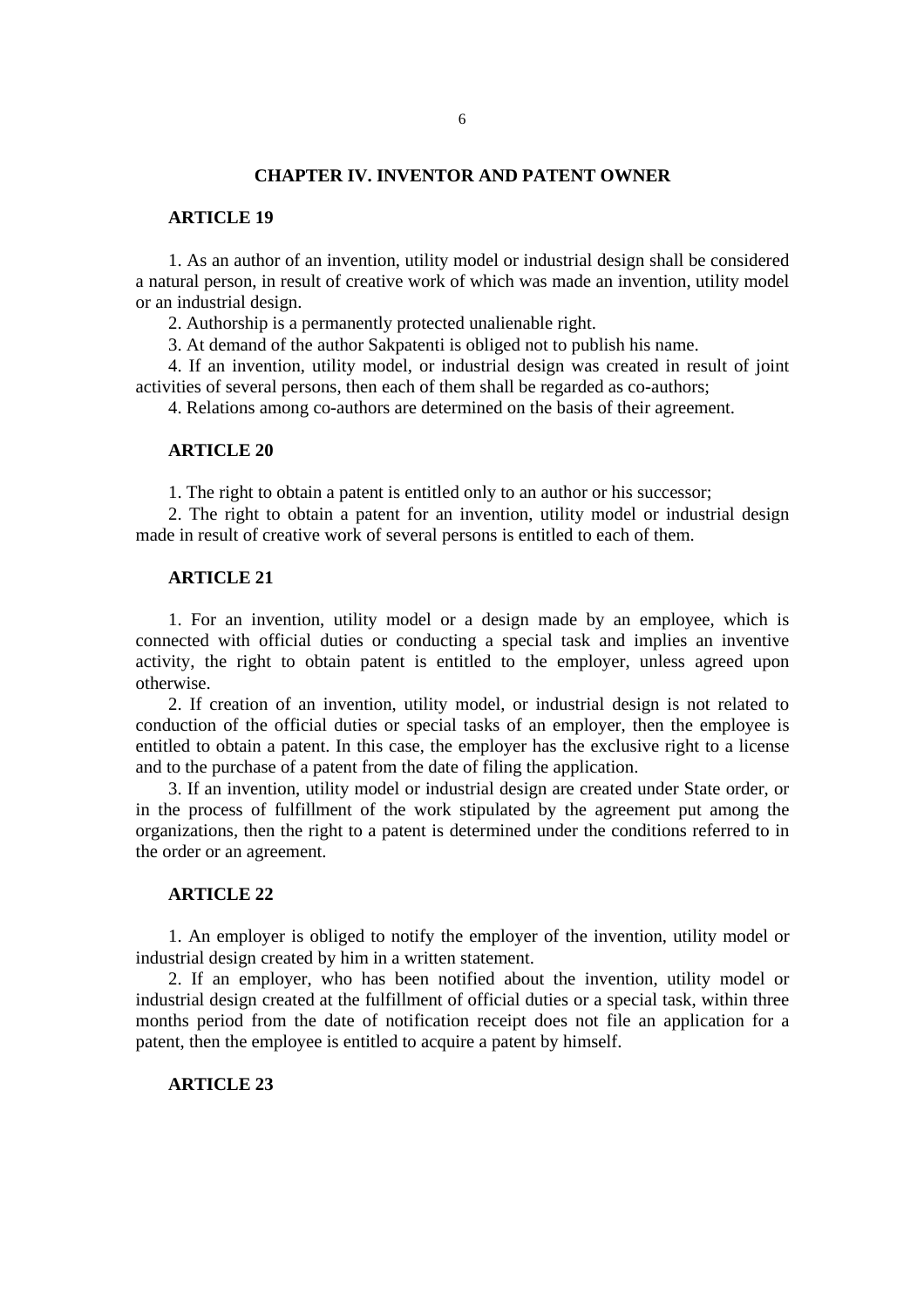## CHAPTER IV. INVENTOR AND PATENT OWNER

### ARTICLE 19

1. As an author of an invention, utility model or industrial design shall be considered a natural person, in result of creative work of which was made an invention, utility model or an industrial design.

2. Authorship is a permanently protected unalienable right.

3. At demand of the author Sakpatenti is obliged not to publish his name.

4. If an invention, utility model, or industrial design was created in result of joint activities of several persons, then each of them shall be regarded as co-authors;

4. Relations among co-authors are determined on the basis of their agreement.

### ARTICLE 20

1. The right to obtain a patent is entitled only to an author or his successor;

2. The right to obtain a patent for an invention, utility model or industrial design made in result of creative work of several persons is entitled to each of them.

### ARTICLE 21

1. For an invention, utility model or a design made by an employee, which is connected with official duties or conducting a special task and implies an inventive activity, the right to obtain patent is entitled to the employer, unless agreed upon otherwise.

2. If creation of an invention, utility model, or industrial design is not related to conduction of the official duties or special tasks of an employer, then the employee is entitled to obtain a patent. In this case, the employer has the exclusive right to a license and to the purchase of a patent from the date of filing the application.

3. If an invention, utility model or industrial design are created under State order, or in the process of fulfillment of the work stipulated by the agreement put among the organizations, then the right to a patent is determined under the conditions referred to in the order or an agreement.

### ARTICLE 22

1. An employer is obliged to notify the employer of the invention, utility model or industrial design created by him in a written statement.

2. If an employer, who has been notified about the invention, utility model or industrial design created at the fulfillment of official duties or a special task, within three months period from the date of notification receipt does not file an application for a patent, then the employee is entitled to acquire a patent by himself.

### ARTICLE 23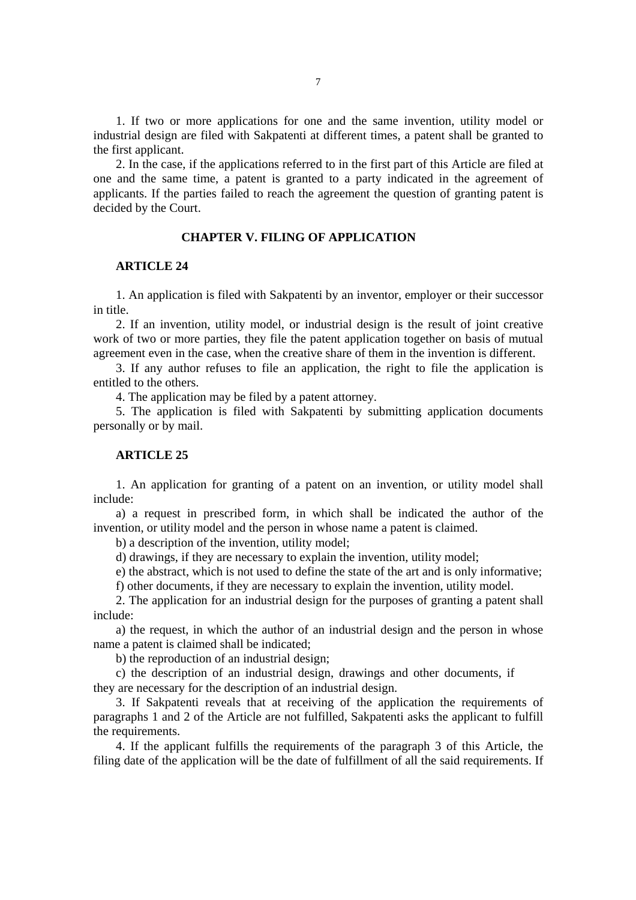1. If two or more applications for one and the same invention, utility model or industrial design are filed with Sakpatenti at different times, a patent shall be granted to the first applicant.

2. In the case, if the applications referred to in the first part of this Article are filed at one and the same time, a patent is granted to a party indicated in the agreement of applicants. If the parties failed to reach the agreement the question of granting patent is decided by the Court.

## CHAPTER V. FILING OF APPLICATION

### ARTICLE 24

1. An application is filed with Sakpatenti by an inventor, employer or their successor in title.

2. If an invention, utility model, or industrial design is the result of joint creative work of two or more parties, they file the patent application together on basis of mutual agreement even in the case, when the creative share of them in the invention is different.

3. If any author refuses to file an application, the right to file the application is entitled to the others.

4. The application may be filed by a patent attorney.

5. The application is filed with Sakpatenti by submitting application documents personally or by mail.

### ARTICLE 25

1. An application for granting of a patent on an invention, or utility model shall include:

a) a request in prescribed form, in which shall be indicated the author of the invention, or utility model and the person in whose name a patent is claimed.

b) a description of the invention, utility model;

d) drawings, if they are necessary to explain the invention, utility model;

e) the abstract, which is not used to define the state of the art and is only informative;

f) other documents, if they are necessary to explain the invention, utility model.

2. The application for an industrial design for the purposes of granting a patent shall include:

a) the request, in which the author of an industrial design and the person in whose name a patent is claimed shall be indicated;

b) the reproduction of an industrial design;

c) the description of an industrial design, drawings and other documents, if they are necessary for the description of an industrial design.

3. If Sakpatenti reveals that at receiving of the application the requirements of paragraphs 1 and 2 of the Article are not fulfilled, Sakpatenti asks the applicant to fulfill the requirements.

4. If the applicant fulfills the requirements of the paragraph 3 of this Article, the filing date of the application will be the date of fulfillment of all the said requirements. If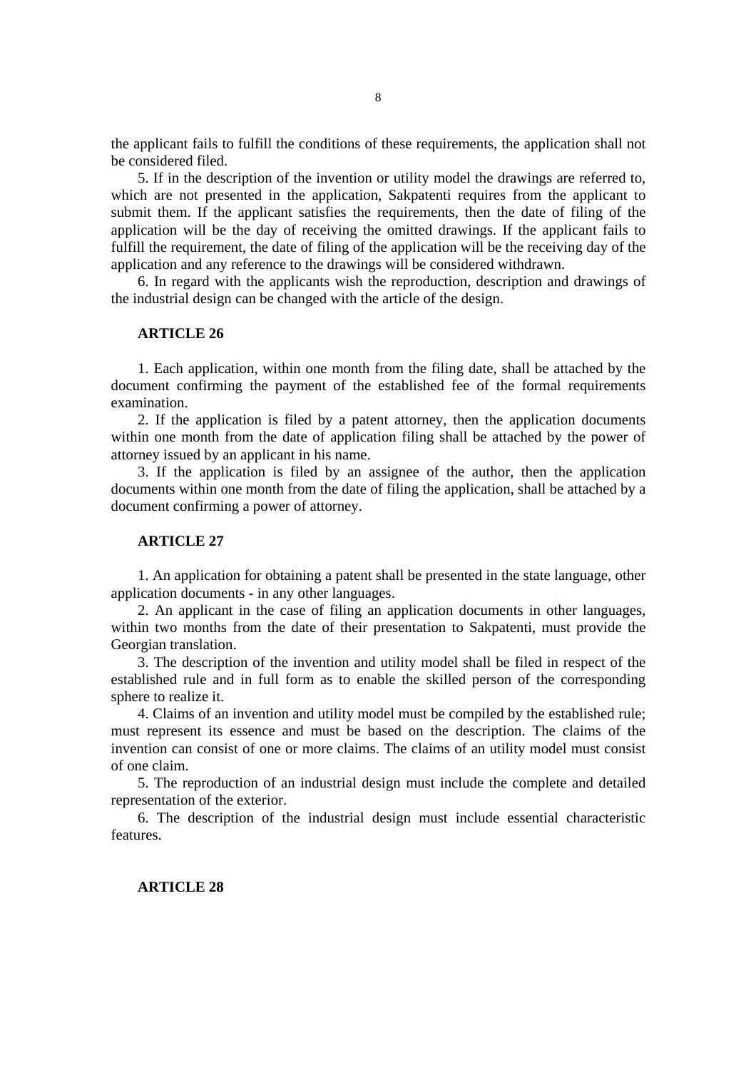the applicant fails to fulfill the conditions of these requirements, the application shall not be considered filed.

5. If in the description of the invention or utility model the drawings are referred to, which are not presented in the application, Sakpatenti requires from the applicant to submit them. If the applicant satisfies the requirements, then the date of filing of the application will be the day of receiving the omitted drawings. If the applicant fails to fulfill the requirement, the date of filing of the application will be the receiving day of the application and any reference to the drawings will be considered withdrawn.

6. In regard with the applicants wish the reproduction, description and drawings of the industrial design can be changed with the article of the design.

**ARTICLE 26**

1. Each application, within one month from the filing date, shall be attached by the document confirming the payment of the established fee of the formal requirements examination.

2. If the application is filed by a patent attorney, then the application documents within one month from the date of application filing shall be attached by the power of attorney issued by an applicant in his name.

3. If the application is filed by an assignee of the author, then the application documents within one month from the date of filing the application, shall be attached by a document confirming a power of attorney.

**ARTICLE 27**

1. An application for obtaining a patent shall be presented in the state language, other application documents - in any other languages.

2. An applicant in the case of filing an application documents in other languages, within two months from the date of their presentation to Sakpatenti, must provide the Georgian translation.

3. The description of the invention and utility model shall be filed in respect of the established rule and in full form as to enable the skilled person of the corresponding sphere to realize it.

4. Claims of an invention and utility model must be compiled by the established rule; must represent its essence and must be based on the description. The claims of the invention can consist of one or more claims. The claims of an utility model must consist of one claim.

5. The reproduction of an industrial design must include the complete and detailed representation of the exterior.

6. The description of the industrial design must include essential characteristic features.

**ARTICLE 28**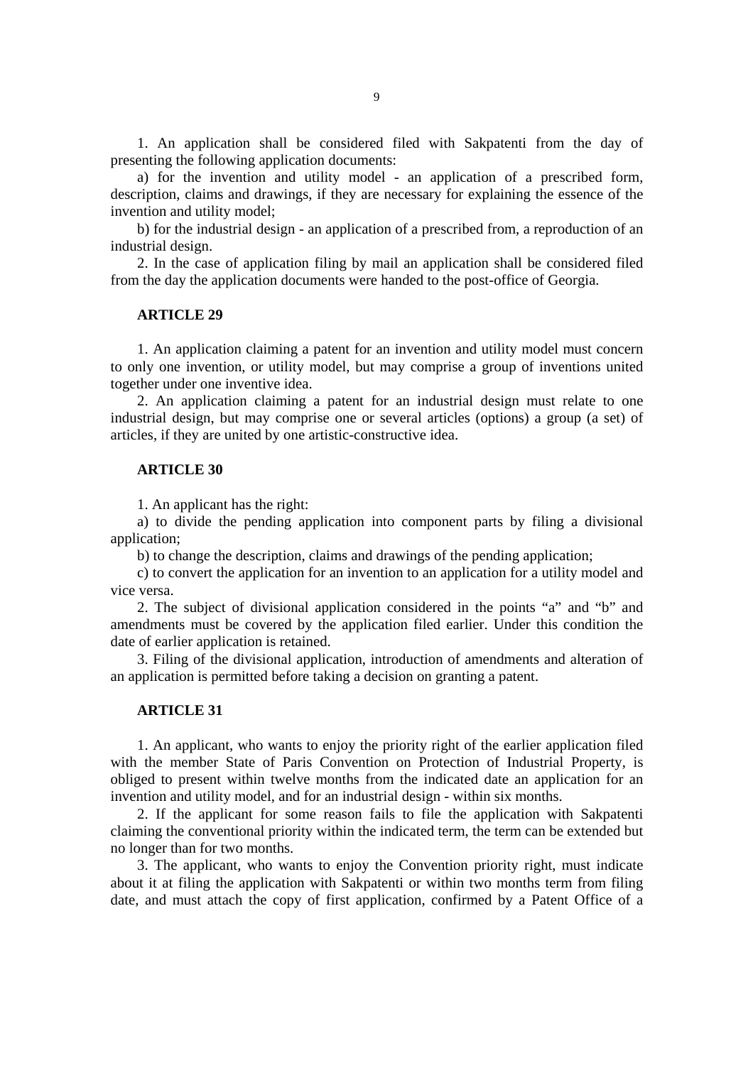1. An application shall be considered filed with Sakpatenti from the day of presenting the following application documents:

a) for the invention and utility model - an application of a prescribed form, description, claims and drawings, if they are necessary for explaining the essence of the invention and utility model;

b) for the industrial design - an application of a prescribed from, a reproduction of an industrial design.

2. In the case of application filing by mail an application shall be considered filed from the day the application documents were handed to the post-office of Georgia.

**ARTICLE 29**

1. An application claiming a patent for an invention and utility model must concern to only one invention, or utility model, but may comprise a group of inventions united together under one inventive idea.

2. An application claiming a patent for an industrial design must relate to one industrial design, but may comprise one or several articles (options) a group (a set) of articles, if they are united by one artistic-constructive idea.

**ARTICLE 30**

1. An applicant has the right:

a) to divide the pending application into component parts by filing a divisional application;

b) to change the description, claims and drawings of the pending application;

c) to convert the application for an invention to an application for a utility model and vice versa.

2. The subject of divisional application considered in the points "a" and "b" and amendments must be covered by the application filed earlier. Under this condition the date of earlier application is retained.

3. Filing of the divisional application, introduction of amendments and alteration of an application is permitted before taking a decision on granting a patent.

**ARTICLE 31**

1. An applicant, who wants to enjoy the priority right of the earlier application filed with the member State of Paris Convention on Protection of Industrial Property, is obliged to present within twelve months from the indicated date an application for an invention and utility model, and for an industrial design - within six months.

2. If the applicant for some reason fails to file the application with Sakpatenti claiming the conventional priority within the indicated term, the term can be extended but no longer than for two months.

3. The applicant, who wants to enjoy the Convention priority right, must indicate about it at filing the application with Sakpatenti or within two months term from filing date, and must attach the copy of first application, confirmed by a Patent Office of a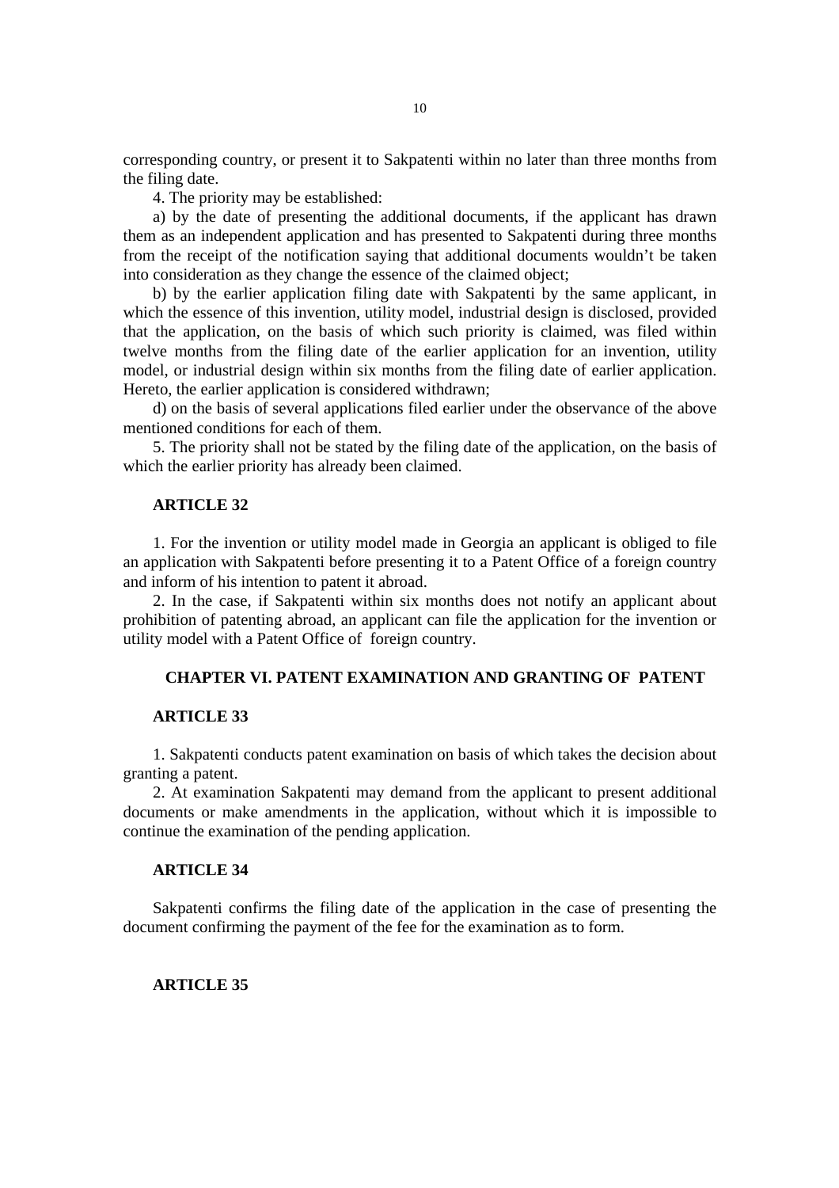corresponding country, or present it to Sakpatenti within no later than three months from the filing date.

4. The priority may be established:

a) by the date of presenting the additional documents, if the applicant has drawn them as an independent application and has presented to Sakpatenti during three months from the receipt of the notification saying that additional documents wouldn't be taken into consideration as they change the essence of the claimed object;

b) by the earlier application filing date with Sakpatenti by the same applicant, in which the essence of this invention, utility model, industrial design is disclosed, provided that the application, on the basis of which such priority is claimed, was filed within twelve months from the filing date of the earlier application for an invention, utility model, or industrial design within six months from the filing date of earlier application. Hereto, the earlier application is considered withdrawn;

d) on the basis of several applications filed earlier under the observance of the above mentioned conditions for each of them.

5. The priority shall not be stated by the filing date of the application, on the basis of which the earlier priority has already been claimed.

### ARTICLE 32

1. For the invention or utility model made in Georgia an applicant is obliged to file an application with Sakpatenti before presenting it to a Patent Office of a foreign country and inform of his intention to patent it abroad.

2. In the case, if Sakpatenti within six months does not notify an applicant about prohibition of patenting abroad, an applicant can file the application for the invention or utility model with a Patent Office of foreign country.

## CHAPTER VI. PATENT EXAMINATION AND GRANTING OF PATENT

### ARTICLE 33

1. Sakpatenti conducts patent examination on basis of which takes the decision about granting a patent.

2. At examination Sakpatenti may demand from the applicant to present additional documents or make amendments in the application, without which it is impossible to continue the examination of the pending application.

### ARTICLE 34

Sakpatenti confirms the filing date of the application in the case of presenting the document confirming the payment of the fee for the examination as to form.

### ARTICLE 35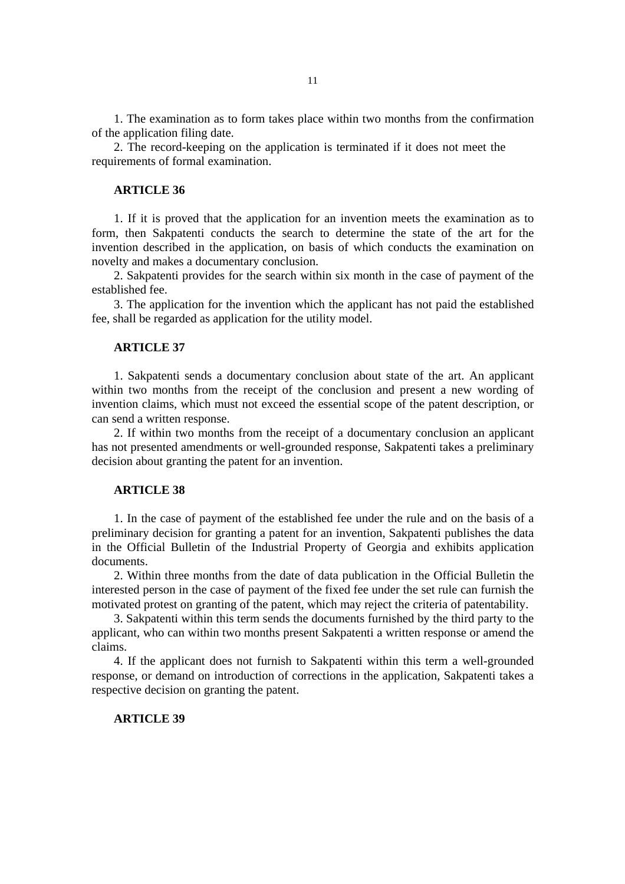1. The examination as to form takes place within two months from the confirmation of the application filing date.

2. The record-keeping on the application is terminated if it does not meet the requirements of formal examination.

### ARTICLE 36

1. If it is proved that the application for an invention meets the examination as to form, then Sakpatenti conducts the search to determine the state of the art for the invention described in the application, on basis of which conducts the examination on novelty and makes a documentary conclusion.

2. Sakpatenti provides for the search within six month in the case of payment of the established fee.

3. The application for the invention which the applicant has not paid the established fee, shall be regarded as application for the utility model.

### ARTICLE 37

1. Sakpatenti sends a documentary conclusion about state of the art. An applicant within two months from the receipt of the conclusion and present a new wording of invention claims, which must not exceed the essential scope of the patent description, or can send a written response.

2. If within two months from the receipt of a documentary conclusion an applicant has not presented amendments or well-grounded response, Sakpatenti takes a preliminary decision about granting the patent for an invention.

### ARTICLE 38

1. In the case of payment of the established fee under the rule and on the basis of a preliminary decision for granting a patent for an invention, Sakpatenti publishes the data in the Official Bulletin of the Industrial Property of Georgia and exhibits application documents.

2. Within three months from the date of data publication in the Official Bulletin the interested person in the case of payment of the fixed fee under the set rule can furnish the motivated protest on granting of the patent, which may reject the criteria of patentability.

3. Sakpatenti within this term sends the documents furnished by the third party to the applicant, who can within two months present Sakpatenti a written response or amend the claims.

4. If the applicant does not furnish to Sakpatenti within this term a well-grounded response, or demand on introduction of corrections in the application, Sakpatenti takes a respective decision on granting the patent.

### ARTICLE 39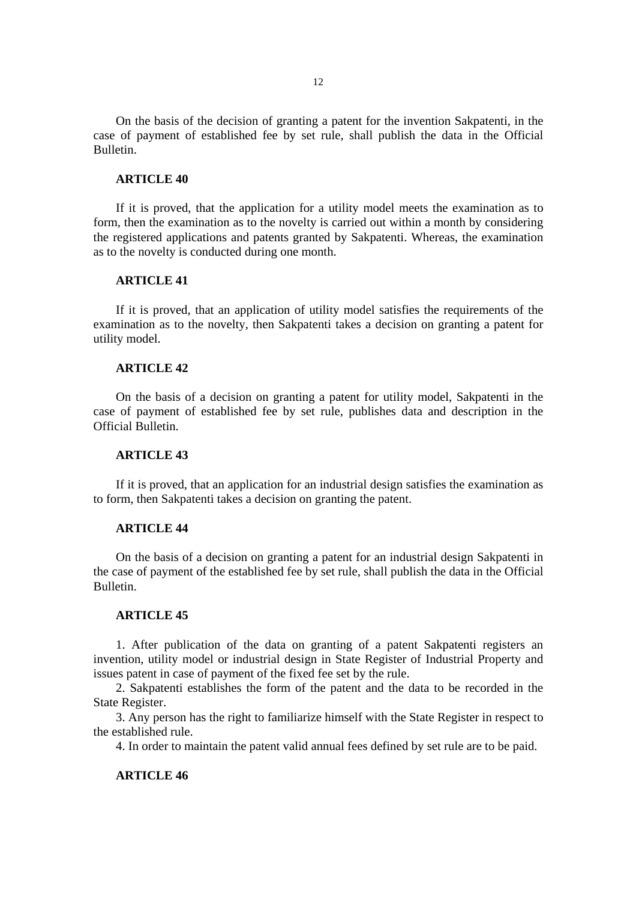On the basis of the decision of granting a patent for the invention Sakpatenti, in the case of payment of established fee by set rule, shall publish the data in the Official Bulletin.

**ARTICLE 40**

If it is proved, that the application for a utility model meets the examination as to form, then the examination as to the novelty is carried out within a month by considering the registered applications and patents granted by Sakpatenti. Whereas, the examination as to the novelty is conducted during one month.

**ARTICLE 41**

If it is proved, that an application of utility model satisfies the requirements of the examination as to the novelty, then Sakpatenti takes a decision on granting a patent for utility model.

**ARTICLE 42**

On the basis of a decision on granting a patent for utility model, Sakpatenti in the case of payment of established fee by set rule, publishes data and description in the Official Bulletin.

**ARTICLE 43**

If it is proved, that an application for an industrial design satisfies the examination as to form, then Sakpatenti takes a decision on granting the patent.

**ARTICLE 44**

On the basis of a decision on granting a patent for an industrial design Sakpatenti in the case of payment of the established fee by set rule, shall publish the data in the Official Bulletin.

**ARTICLE 45**

1. After publication of the data on granting of a patent Sakpatenti registers an invention, utility model or industrial design in State Register of Industrial Property and issues patent in case of payment of the fixed fee set by the rule.
2. Sakpatenti establishes the form of the patent and the data to be recorded in the State Register.
3. Any person has the right to familiarize himself with the State Register in respect to the established rule.
4. In order to maintain the patent valid annual fees defined by set rule are to be paid.

**ARTICLE 46**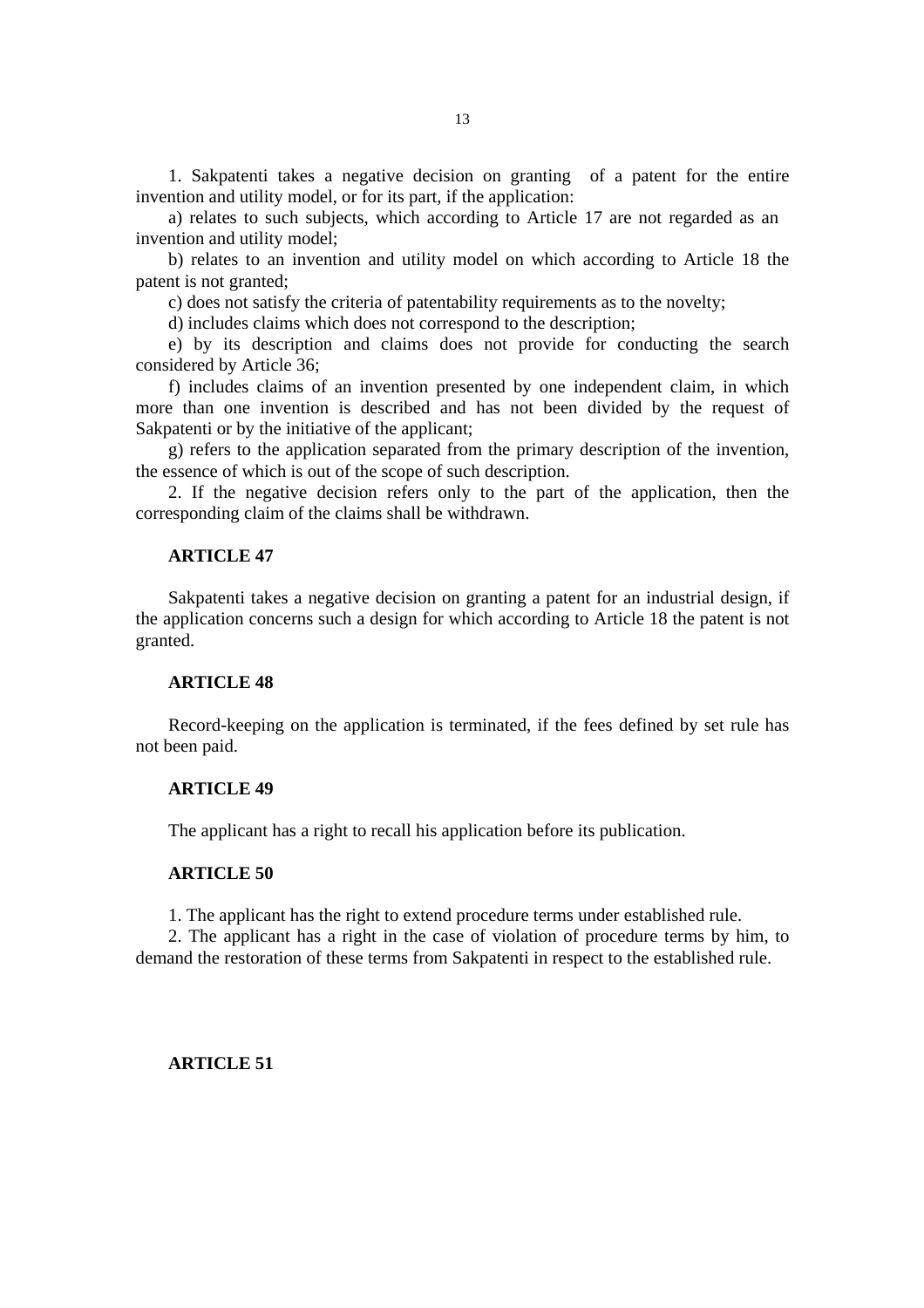1. Sakpatenti takes a negative decision on granting of a patent for the entire invention and utility model, or for its part, if the application:

a) relates to such subjects, which according to Article 17 are not regarded as an invention and utility model;

b) relates to an invention and utility model on which according to Article 18 the patent is not granted;

c) does not satisfy the criteria of patentability requirements as to the novelty;

d) includes claims which does not correspond to the description;

e) by its description and claims does not provide for conducting the search considered by Article 36;

f) includes claims of an invention presented by one independent claim, in which more than one invention is described and has not been divided by the request of Sakpatenti or by the initiative of the applicant;

g) refers to the application separated from the primary description of the invention, the essence of which is out of the scope of such description.

2. If the negative decision refers only to the part of the application, then the corresponding claim of the claims shall be withdrawn.

**ARTICLE 47**

Sakpatenti takes a negative decision on granting a patent for an industrial design, if the application concerns such a design for which according to Article 18 the patent is not granted.

**ARTICLE 48**

Record-keeping on the application is terminated, if the fees defined by set rule has not been paid.

**ARTICLE 49**

The applicant has a right to recall his application before its publication.

**ARTICLE 50**

1. The applicant has the right to extend procedure terms under established rule.

2. The applicant has a right in the case of violation of procedure terms by him, to demand the restoration of these terms from Sakpatenti in respect to the established rule.

**ARTICLE 51**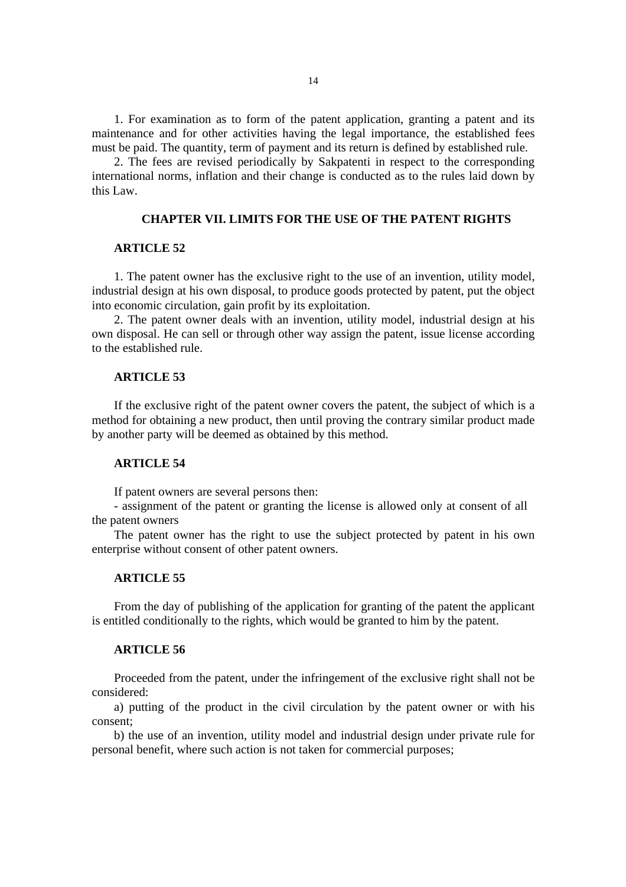1. For examination as to form of the patent application, granting a patent and its maintenance and for other activities having the legal importance, the established fees must be paid. The quantity, term of payment and its return is defined by established rule.

2. The fees are revised periodically by Sakpatenti in respect to the corresponding international norms, inflation and their change is conducted as to the rules laid down by this Law.

## CHAPTER VII. LIMITS FOR THE USE OF THE PATENT RIGHTS

### ARTICLE 52

1. The patent owner has the exclusive right to the use of an invention, utility model, industrial design at his own disposal, to produce goods protected by patent, put the object into economic circulation, gain profit by its exploitation.

2. The patent owner deals with an invention, utility model, industrial design at his own disposal. He can sell or through other way assign the patent, issue license according to the established rule.

### ARTICLE 53

If the exclusive right of the patent owner covers the patent, the subject of which is a method for obtaining a new product, then until proving the contrary similar product made by another party will be deemed as obtained by this method.

### ARTICLE 54

If patent owners are several persons then:

- assignment of the patent or granting the license is allowed only at consent of all the patent owners

The patent owner has the right to use the subject protected by patent in his own enterprise without consent of other patent owners.

### ARTICLE 55

From the day of publishing of the application for granting of the patent the applicant is entitled conditionally to the rights, which would be granted to him by the patent.

### ARTICLE 56

Proceeded from the patent, under the infringement of the exclusive right shall not be considered:

a) putting of the product in the civil circulation by the patent owner or with his consent;

b) the use of an invention, utility model and industrial design under private rule for personal benefit, where such action is not taken for commercial purposes;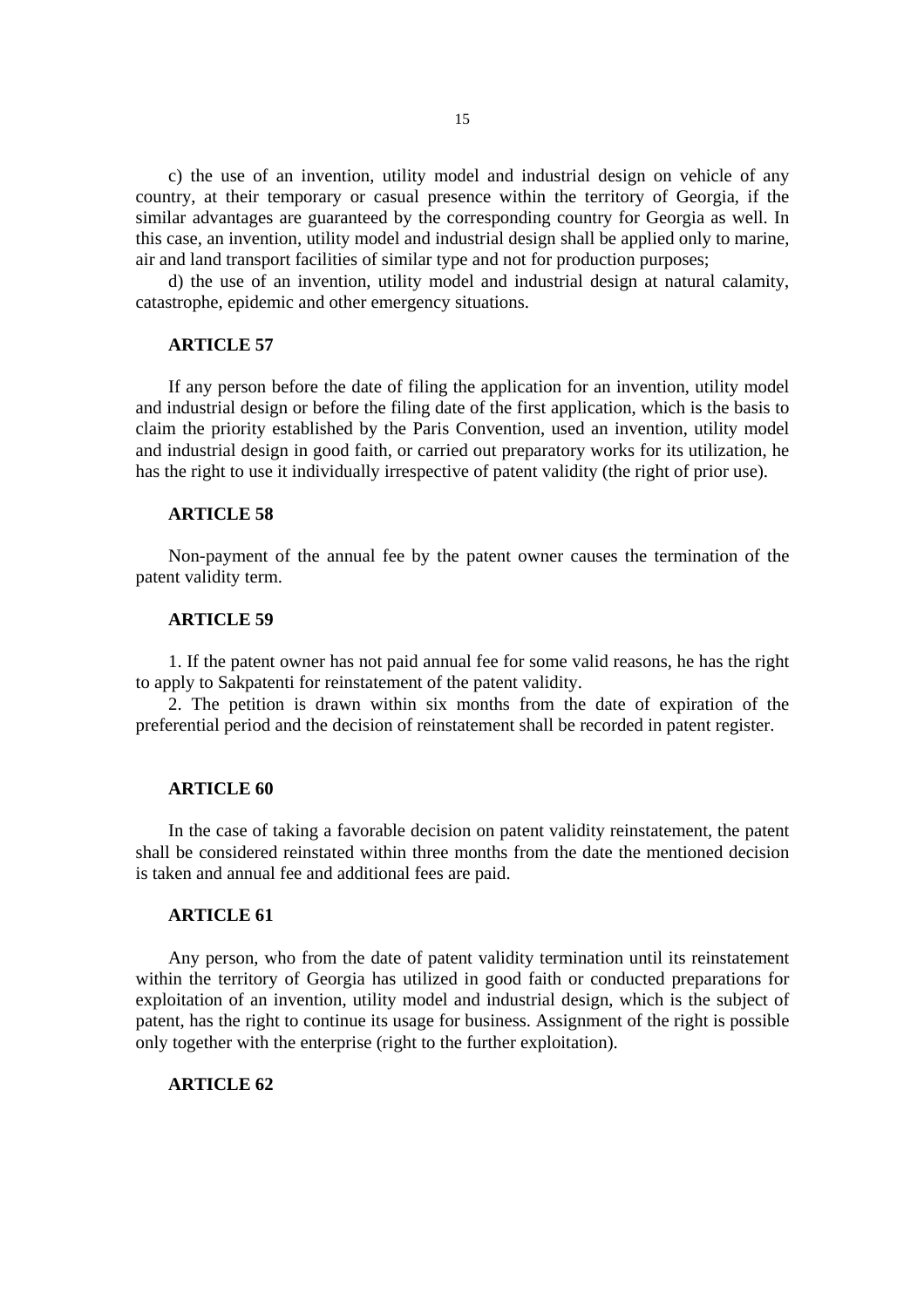c) the use of an invention, utility model and industrial design on vehicle of any country, at their temporary or casual presence within the territory of Georgia, if the similar advantages are guaranteed by the corresponding country for Georgia as well. In this case, an invention, utility model and industrial design shall be applied only to marine, air and land transport facilities of similar type and not for production purposes;

d) the use of an invention, utility model and industrial design at natural calamity, catastrophe, epidemic and other emergency situations.

**ARTICLE 57**

If any person before the date of filing the application for an invention, utility model and industrial design or before the filing date of the first application, which is the basis to claim the priority established by the Paris Convention, used an invention, utility model and industrial design in good faith, or carried out preparatory works for its utilization, he has the right to use it individually irrespective of patent validity (the right of prior use).

**ARTICLE 58**

Non-payment of the annual fee by the patent owner causes the termination of the patent validity term.

**ARTICLE 59**

1. If the patent owner has not paid annual fee for some valid reasons, he has the right to apply to Sakpatenti for reinstatement of the patent validity.
2. The petition is drawn within six months from the date of expiration of the preferential period and the decision of reinstatement shall be recorded in patent register.

**ARTICLE 60**

In the case of taking a favorable decision on patent validity reinstatement, the patent shall be considered reinstated within three months from the date the mentioned decision is taken and annual fee and additional fees are paid.

**ARTICLE 61**

Any person, who from the date of patent validity termination until its reinstatement within the territory of Georgia has utilized in good faith or conducted preparations for exploitation of an invention, utility model and industrial design, which is the subject of patent, has the right to continue its usage for business. Assignment of the right is possible only together with the enterprise (right to the further exploitation).

**ARTICLE 62**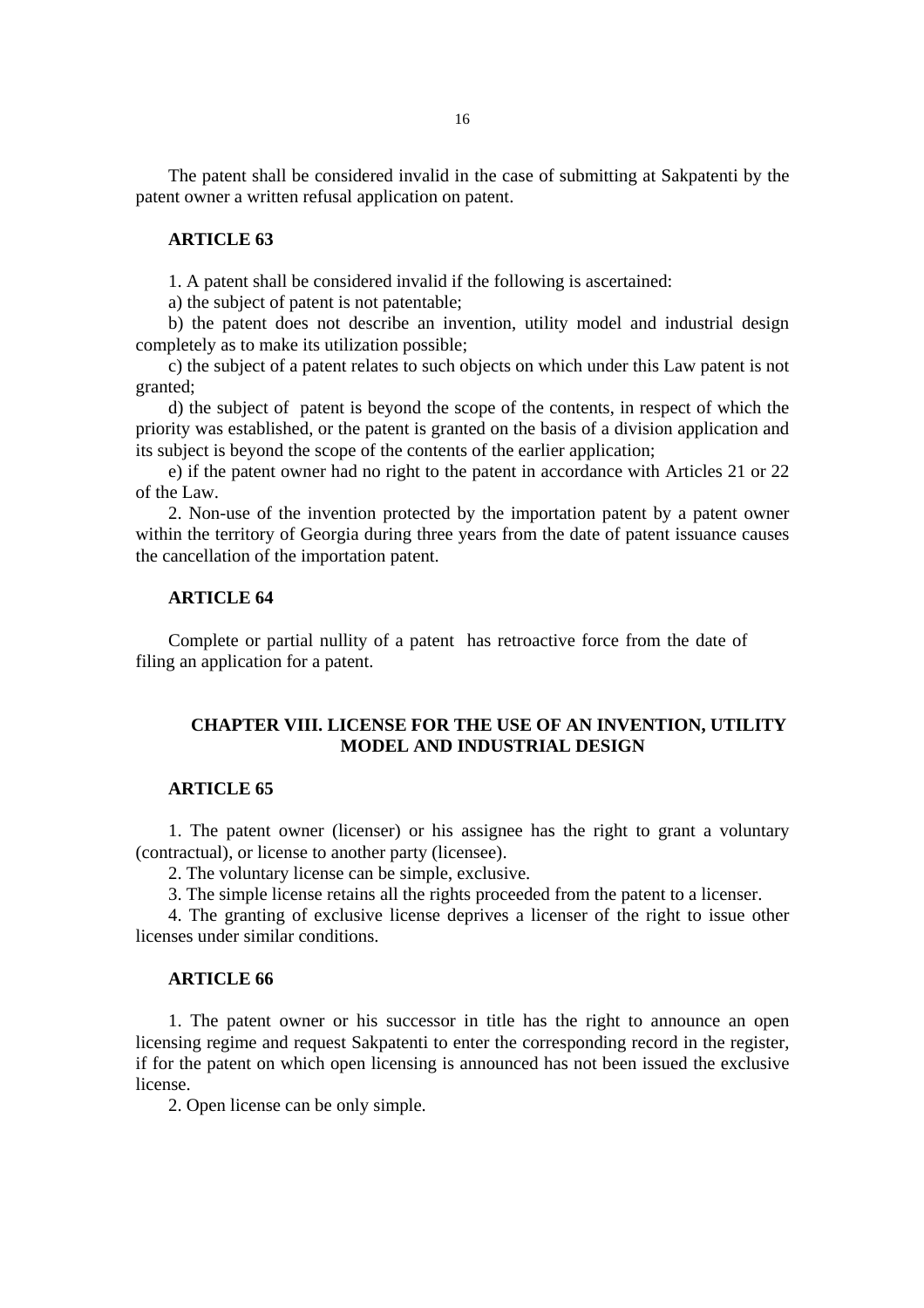The patent shall be considered invalid in the case of submitting at Sakpatenti by the patent owner a written refusal application on patent.

### ARTICLE 63

1. A patent shall be considered invalid if the following is ascertained:

a) the subject of patent is not patentable;

b) the patent does not describe an invention, utility model and industrial design completely as to make its utilization possible;

c) the subject of a patent relates to such objects on which under this Law patent is not granted;

d) the subject of patent is beyond the scope of the contents, in respect of which the priority was established, or the patent is granted on the basis of a division application and its subject is beyond the scope of the contents of the earlier application;

e) if the patent owner had no right to the patent in accordance with Articles 21 or 22 of the Law.

2. Non-use of the invention protected by the importation patent by a patent owner within the territory of Georgia during three years from the date of patent issuance causes the cancellation of the importation patent.

### ARTICLE 64

Complete or partial nullity of a patent has retroactive force from the date of filing an application for a patent.

## CHAPTER VIII. LICENSE FOR THE USE OF AN INVENTION, UTILITY MODEL AND INDUSTRIAL DESIGN

### ARTICLE 65

1. The patent owner (licenser) or his assignee has the right to grant a voluntary (contractual), or license to another party (licensee).

2. The voluntary license can be simple, exclusive.

3. The simple license retains all the rights proceeded from the patent to a licenser.

4. The granting of exclusive license deprives a licenser of the right to issue other licenses under similar conditions.

### ARTICLE 66

1. The patent owner or his successor in title has the right to announce an open licensing regime and request Sakpatenti to enter the corresponding record in the register, if for the patent on which open licensing is announced has not been issued the exclusive license.

2. Open license can be only simple.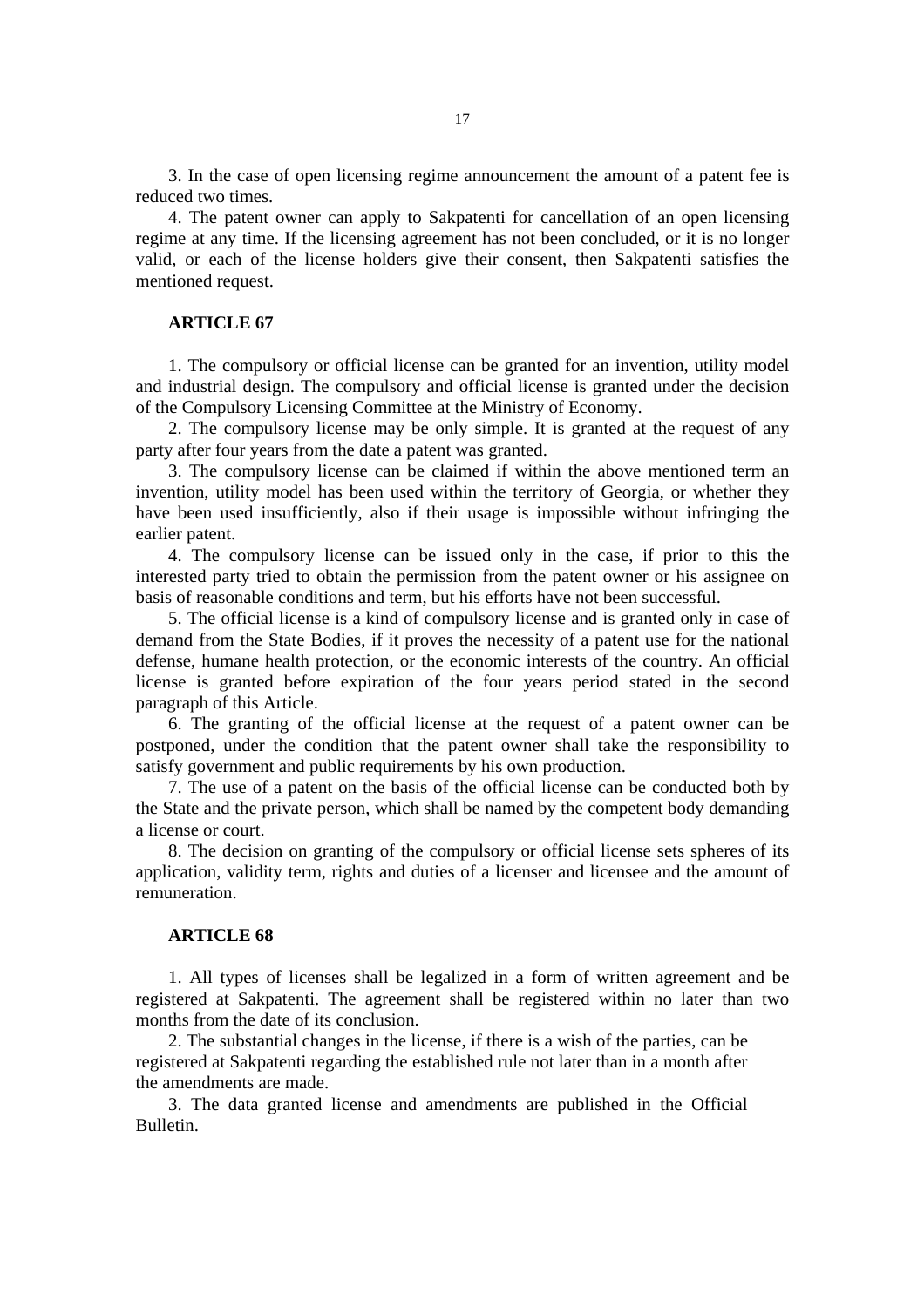3. In the case of open licensing regime announcement the amount of a patent fee is reduced two times.

4. The patent owner can apply to Sakpatenti for cancellation of an open licensing regime at any time. If the licensing agreement has not been concluded, or it is no longer valid, or each of the license holders give their consent, then Sakpatenti satisfies the mentioned request.

**ARTICLE 67**

1. The compulsory or official license can be granted for an invention, utility model and industrial design. The compulsory and official license is granted under the decision of the Compulsory Licensing Committee at the Ministry of Economy.

2. The compulsory license may be only simple. It is granted at the request of any party after four years from the date a patent was granted.

3. The compulsory license can be claimed if within the above mentioned term an invention, utility model has been used within the territory of Georgia, or whether they have been used insufficiently, also if their usage is impossible without infringing the earlier patent.

4. The compulsory license can be issued only in the case, if prior to this the interested party tried to obtain the permission from the patent owner or his assignee on basis of reasonable conditions and term, but his efforts have not been successful.

5. The official license is a kind of compulsory license and is granted only in case of demand from the State Bodies, if it proves the necessity of a patent use for the national defense, humane health protection, or the economic interests of the country. An official license is granted before expiration of the four years period stated in the second paragraph of this Article.

6. The granting of the official license at the request of a patent owner can be postponed, under the condition that the patent owner shall take the responsibility to satisfy government and public requirements by his own production.

7. The use of a patent on the basis of the official license can be conducted both by the State and the private person, which shall be named by the competent body demanding a license or court.

8. The decision on granting of the compulsory or official license sets spheres of its application, validity term, rights and duties of a licenser and licensee and the amount of remuneration.

**ARTICLE 68**

1. All types of licenses shall be legalized in a form of written agreement and be registered at Sakpatenti. The agreement shall be registered within no later than two months from the date of its conclusion.

2. The substantial changes in the license, if there is a wish of the parties, can be registered at Sakpatenti regarding the established rule not later than in a month after the amendments are made.

3. The data granted license and amendments are published in the Official Bulletin.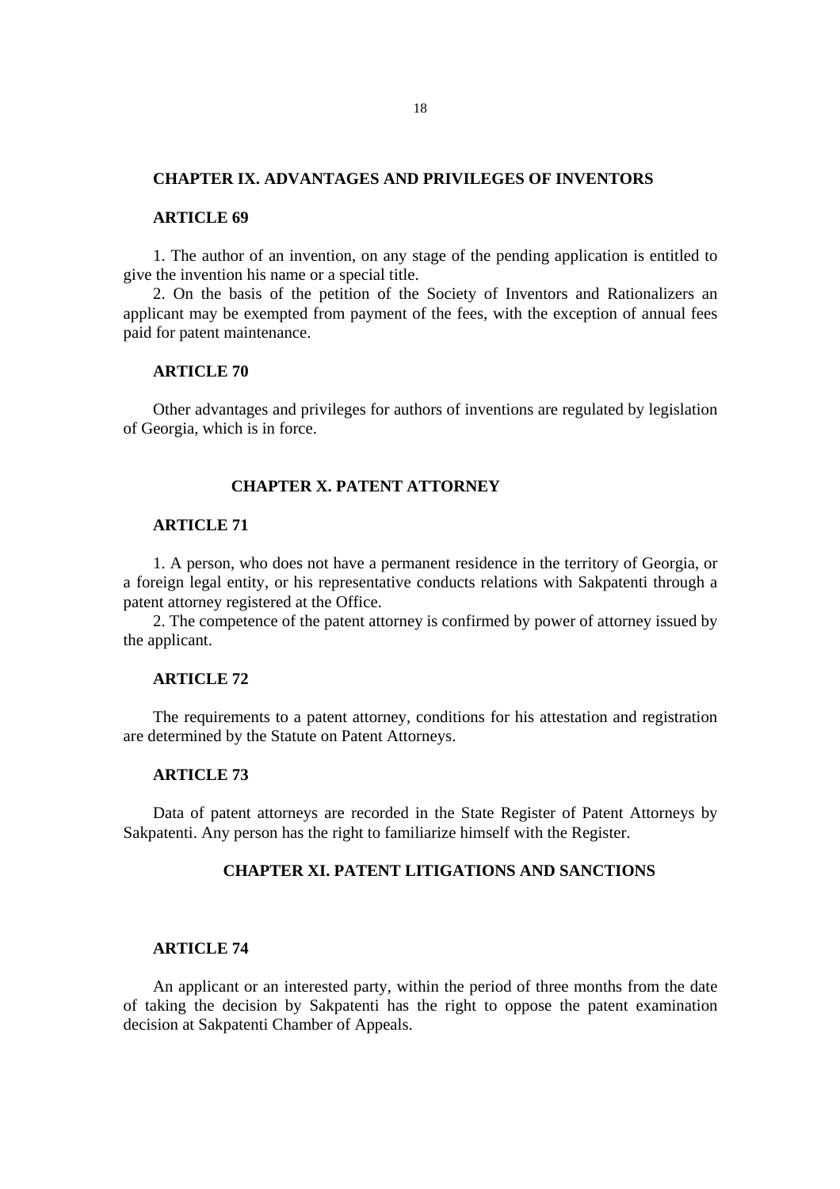## CHAPTER IX. ADVANTAGES AND PRIVILEGES OF INVENTORS

### ARTICLE 69

1. The author of an invention, on any stage of the pending application is entitled to give the invention his name or a special title.
2. On the basis of the petition of the Society of Inventors and Rationalizers an applicant may be exempted from payment of the fees, with the exception of annual fees paid for patent maintenance.

### ARTICLE 70

Other advantages and privileges for authors of inventions are regulated by legislation of Georgia, which is in force.

## CHAPTER X. PATENT ATTORNEY

### ARTICLE 71

1. A person, who does not have a permanent residence in the territory of Georgia, or a foreign legal entity, or his representative conducts relations with Sakpatenti through a patent attorney registered at the Office.
2. The competence of the patent attorney is confirmed by power of attorney issued by the applicant.

### ARTICLE 72

The requirements to a patent attorney, conditions for his attestation and registration are determined by the Statute on Patent Attorneys.

### ARTICLE 73

Data of patent attorneys are recorded in the State Register of Patent Attorneys by Sakpatenti. Any person has the right to familiarize himself with the Register.

## CHAPTER XI. PATENT LITIGATIONS AND SANCTIONS

### ARTICLE 74

An applicant or an interested party, within the period of three months from the date of taking the decision by Sakpatenti has the right to oppose the patent examination decision at Sakpatenti Chamber of Appeals.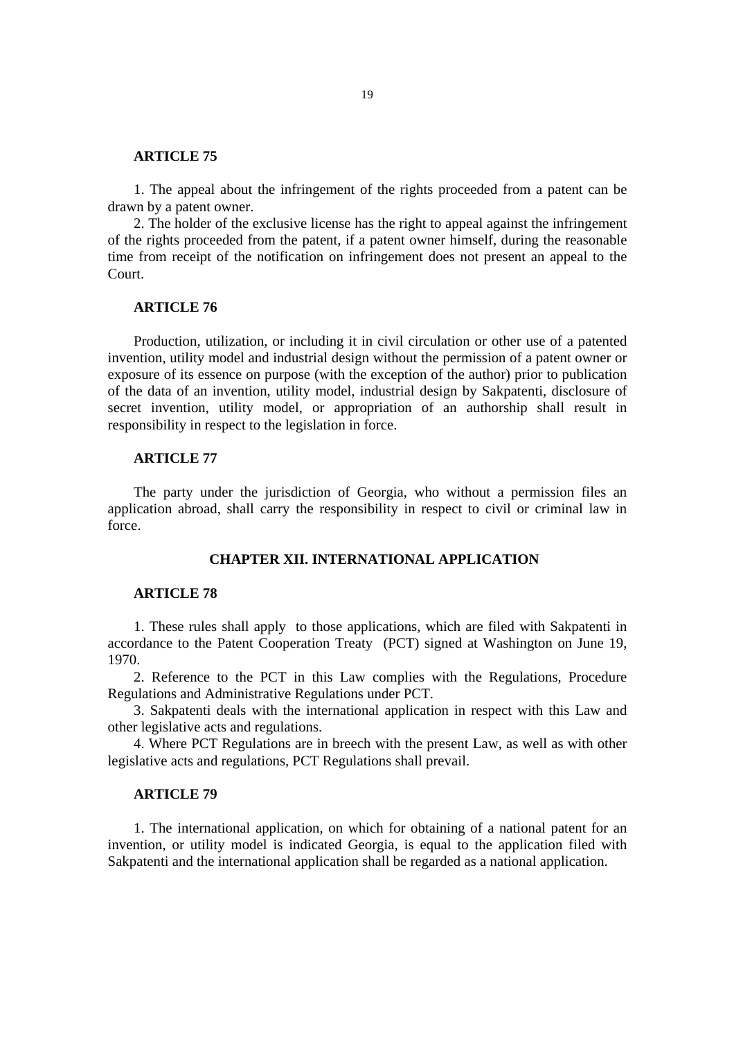**ARTICLE 75**

1. The appeal about the infringement of the rights proceeded from a patent can be drawn by a patent owner.

2. The holder of the exclusive license has the right to appeal against the infringement of the rights proceeded from the patent, if a patent owner himself, during the reasonable time from receipt of the notification on infringement does not present an appeal to the Court.

**ARTICLE 76**

Production, utilization, or including it in civil circulation or other use of a patented invention, utility model and industrial design without the permission of a patent owner or exposure of its essence on purpose (with the exception of the author) prior to publication of the data of an invention, utility model, industrial design by Sakpatenti, disclosure of secret invention, utility model, or appropriation of an authorship shall result in responsibility in respect to the legislation in force.

**ARTICLE 77**

The party under the jurisdiction of Georgia, who without a permission files an application abroad, shall carry the responsibility in respect to civil or criminal law in force.

## CHAPTER XII. INTERNATIONAL APPLICATION

**ARTICLE 78**

1. These rules shall apply to those applications, which are filed with Sakpatenti in accordance to the Patent Cooperation Treaty (PCT) signed at Washington on June 19, 1970.

2. Reference to the PCT in this Law complies with the Regulations, Procedure Regulations and Administrative Regulations under PCT.

3. Sakpatenti deals with the international application in respect with this Law and other legislative acts and regulations.

4. Where PCT Regulations are in breech with the present Law, as well as with other legislative acts and regulations, PCT Regulations shall prevail.

**ARTICLE 79**

1. The international application, on which for obtaining of a national patent for an invention, or utility model is indicated Georgia, is equal to the application filed with Sakpatenti and the international application shall be regarded as a national application.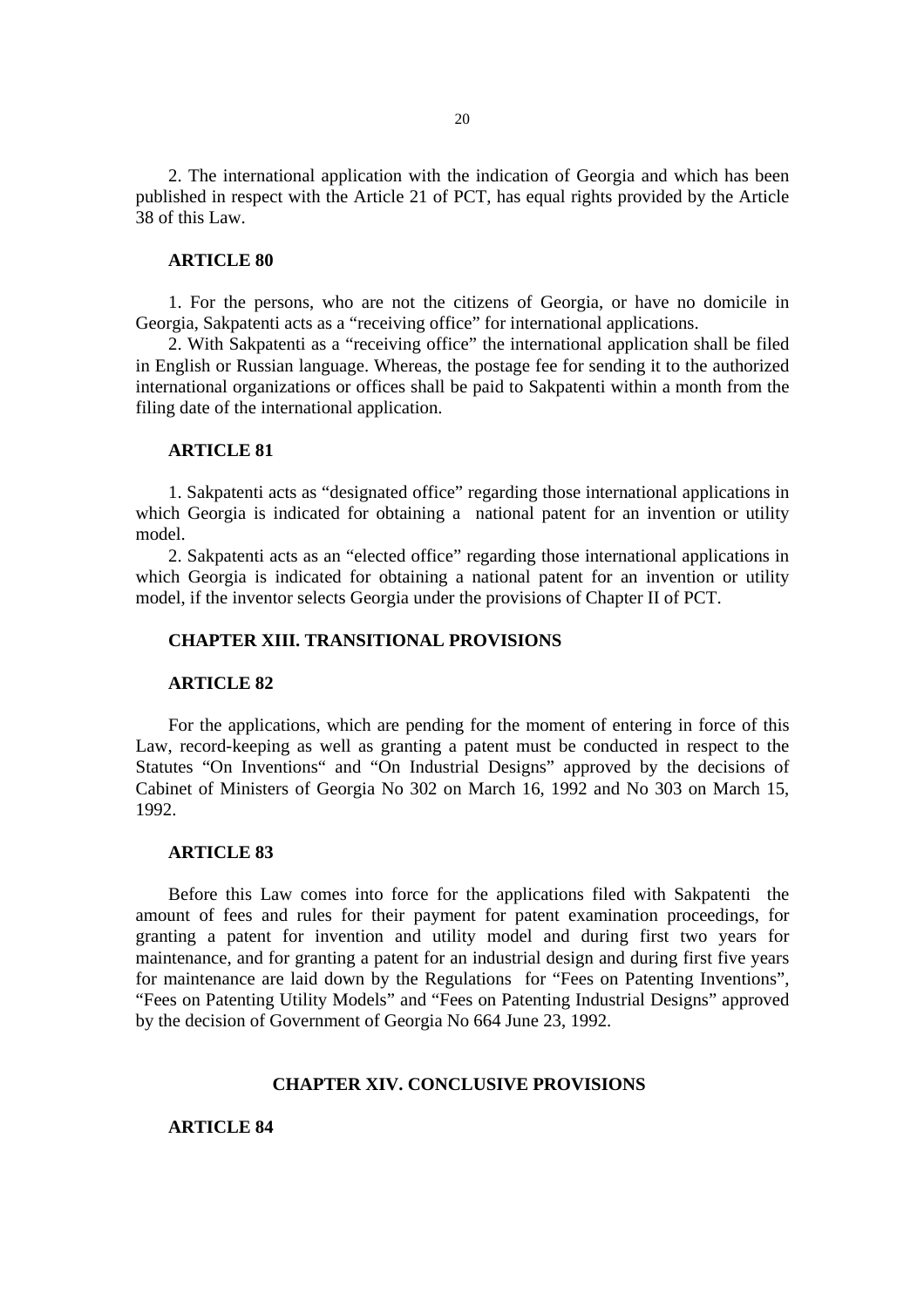2. The international application with the indication of Georgia and which has been published in respect with the Article 21 of PCT, has equal rights provided by the Article 38 of this Law.

**ARTICLE 80**

1. For the persons, who are not the citizens of Georgia, or have no domicile in Georgia, Sakpatenti acts as a "receiving office" for international applications.

2. With Sakpatenti as a "receiving office" the international application shall be filed in English or Russian language. Whereas, the postage fee for sending it to the authorized international organizations or offices shall be paid to Sakpatenti within a month from the filing date of the international application.

**ARTICLE 81**

1. Sakpatenti acts as "designated office" regarding those international applications in which Georgia is indicated for obtaining a national patent for an invention or utility model.

2. Sakpatenti acts as an "elected office" regarding those international applications in which Georgia is indicated for obtaining a national patent for an invention or utility model, if the inventor selects Georgia under the provisions of Chapter II of PCT.

## CHAPTER XIII. TRANSITIONAL PROVISIONS

**ARTICLE 82**

For the applications, which are pending for the moment of entering in force of this Law, record-keeping as well as granting a patent must be conducted in respect to the Statutes "On Inventions" and "On Industrial Designs" approved by the decisions of Cabinet of Ministers of Georgia No 302 on March 16, 1992 and No 303 on March 15, 1992.

**ARTICLE 83**

Before this Law comes into force for the applications filed with Sakpatenti the amount of fees and rules for their payment for patent examination proceedings, for granting a patent for invention and utility model and during first two years for maintenance, and for granting a patent for an industrial design and during first five years for maintenance are laid down by the Regulations for "Fees on Patenting Inventions", "Fees on Patenting Utility Models" and "Fees on Patenting Industrial Designs" approved by the decision of Government of Georgia No 664 June 23, 1992.

## CHAPTER XIV. CONCLUSIVE PROVISIONS

**ARTICLE 84**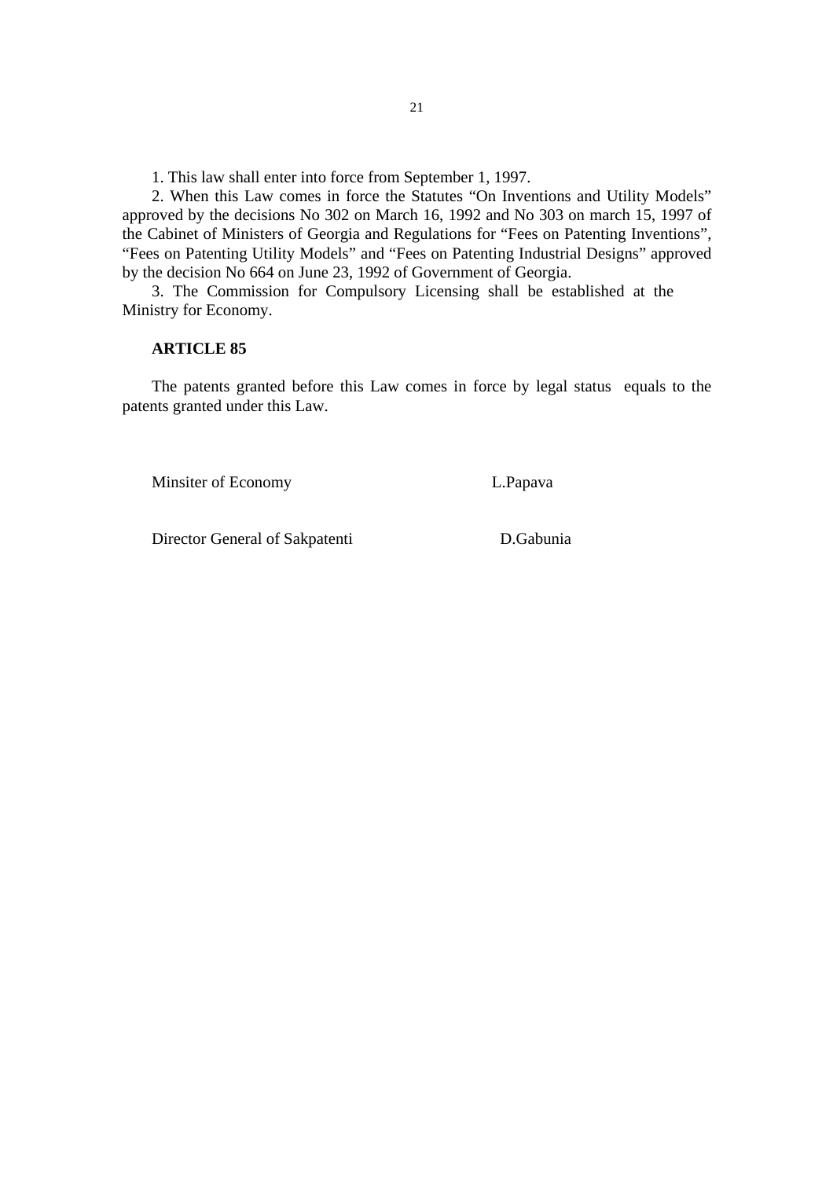1. This law shall enter into force from September 1, 1997.

2. When this Law comes in force the Statutes “On Inventions and Utility Models” approved by the decisions No 302 on March 16, 1992 and No 303 on march 15, 1997 of the Cabinet of Ministers of Georgia and Regulations for “Fees on Patenting Inventions”, “Fees on Patenting Utility Models” and “Fees on Patenting Industrial Designs” approved by the decision No 664 on June 23, 1992 of Government of Georgia.

3. The Commission for Compulsory Licensing shall be established at the Ministry for Economy.

**ARTICLE 85**

The patents granted before this Law comes in force by legal status equals to the patents granted under this Law.

Minsiter of Economy L.Papava

Director General of Sakpatenti D.Gabunia